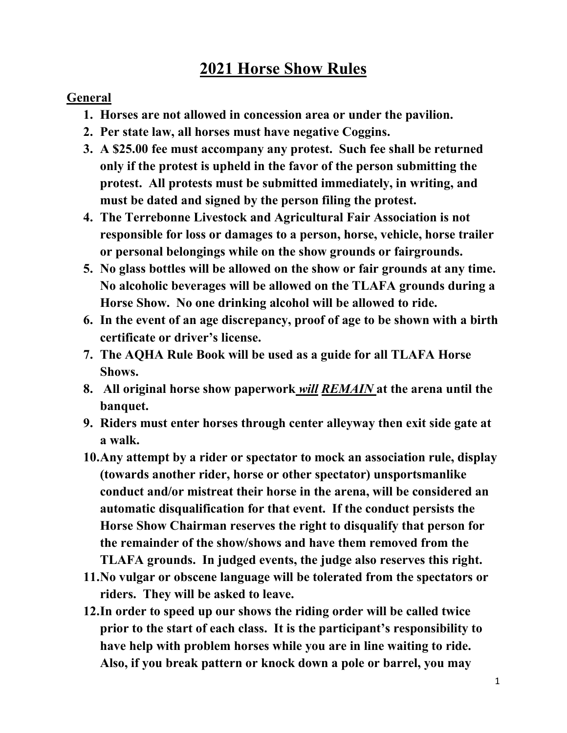# 2021 Horse Show Rules

## General

1. **Horses are not allowed in concession area or under the pavilion.**
2. **Per state law, all horses must have negative Coggins.**
3. **A $25.00 fee must accompany any protest. Such fee shall be returned only if the protest is upheld in the favor of the person submitting the protest. All protests must be submitted immediately, in writing, and must be dated and signed by the person filing the protest.**
4. **The Terrebonne Livestock and Agricultural Fair Association is not responsible for loss or damages to a person, horse, vehicle, horse trailer or personal belongings while on the show grounds or fairgrounds.**
5. **No glass bottles will be allowed on the show or fair grounds at any time. No alcoholic beverages will be allowed on the TLAFA grounds during a Horse Show. No one drinking alcohol will be allowed to ride.**
6. **In the event of an age discrepancy, proof of age to be shown with a birth certificate or driver's license.**
7. **The AQHA Rule Book will be used as a guide for all TLAFA Horse Shows.**
8. **All original horse show paperwork *will* *REMAIN* at the arena until the banquet.**
9. **Riders must enter horses through center alleyway then exit side gate at a walk.**
10. **Any attempt by a rider or spectator to mock an association rule, display (towards another rider, horse or other spectator) unsportsmanlike conduct and/or mistreat their horse in the arena, will be considered an automatic disqualification for that event. If the conduct persists the Horse Show Chairman reserves the right to disqualify that person for the remainder of the show/shows and have them removed from the TLAFA grounds. In judged events, the judge also reserves this right.**
11. **No vulgar or obscene language will be tolerated from the spectators or riders. They will be asked to leave.**
12. **In order to speed up our shows the riding order will be called twice prior to the start of each class. It is the participant's responsibility to have help with problem horses while you are in line waiting to ride. Also, if you break pattern or knock down a pole or barrel, you may**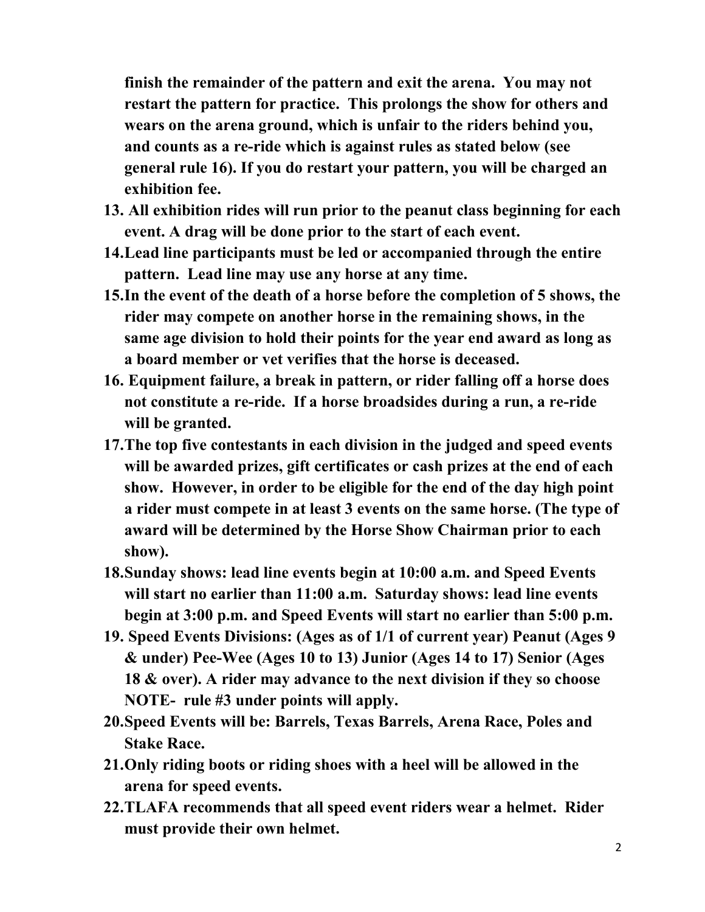**finish the remainder of the pattern and exit the arena. You may not restart the pattern for practice. This prolongs the show for others and wears on the arena ground, which is unfair to the riders behind you, and counts as a re-ride which is against rules as stated below (see general rule 16). If you do restart your pattern, you will be charged an exhibition fee.**

13. **All exhibition rides will run prior to the peanut class beginning for each event. A drag will be done prior to the start of each event.**
14. **Lead line participants must be led or accompanied through the entire pattern. Lead line may use any horse at any time.**
15. **In the event of the death of a horse before the completion of 5 shows, the rider may compete on another horse in the remaining shows, in the same age division to hold their points for the year end award as long as a board member or vet verifies that the horse is deceased.**
16. **Equipment failure, a break in pattern, or rider falling off a horse does not constitute a re-ride. If a horse broadsides during a run, a re-ride will be granted.**
17. **The top five contestants in each division in the judged and speed events will be awarded prizes, gift certificates or cash prizes at the end of each show. However, in order to be eligible for the end of the day high point a rider must compete in at least 3 events on the same horse. (The type of award will be determined by the Horse Show Chairman prior to each show).**
18. **Sunday shows: lead line events begin at 10:00 a.m. and Speed Events will start no earlier than 11:00 a.m. Saturday shows: lead line events begin at 3:00 p.m. and Speed Events will start no earlier than 5:00 p.m.**
19. **Speed Events Divisions: (Ages as of 1/1 of current year) Peanut (Ages 9 & under) Pee-Wee (Ages 10 to 13) Junior (Ages 14 to 17) Senior (Ages 18 & over). A rider may advance to the next division if they so choose NOTE- rule #3 under points will apply.**
20. **Speed Events will be: Barrels, Texas Barrels, Arena Race, Poles and Stake Race.**
21. **Only riding boots or riding shoes with a heel will be allowed in the arena for speed events.**
22. **TLAFA recommends that all speed event riders wear a helmet. Rider must provide their own helmet.**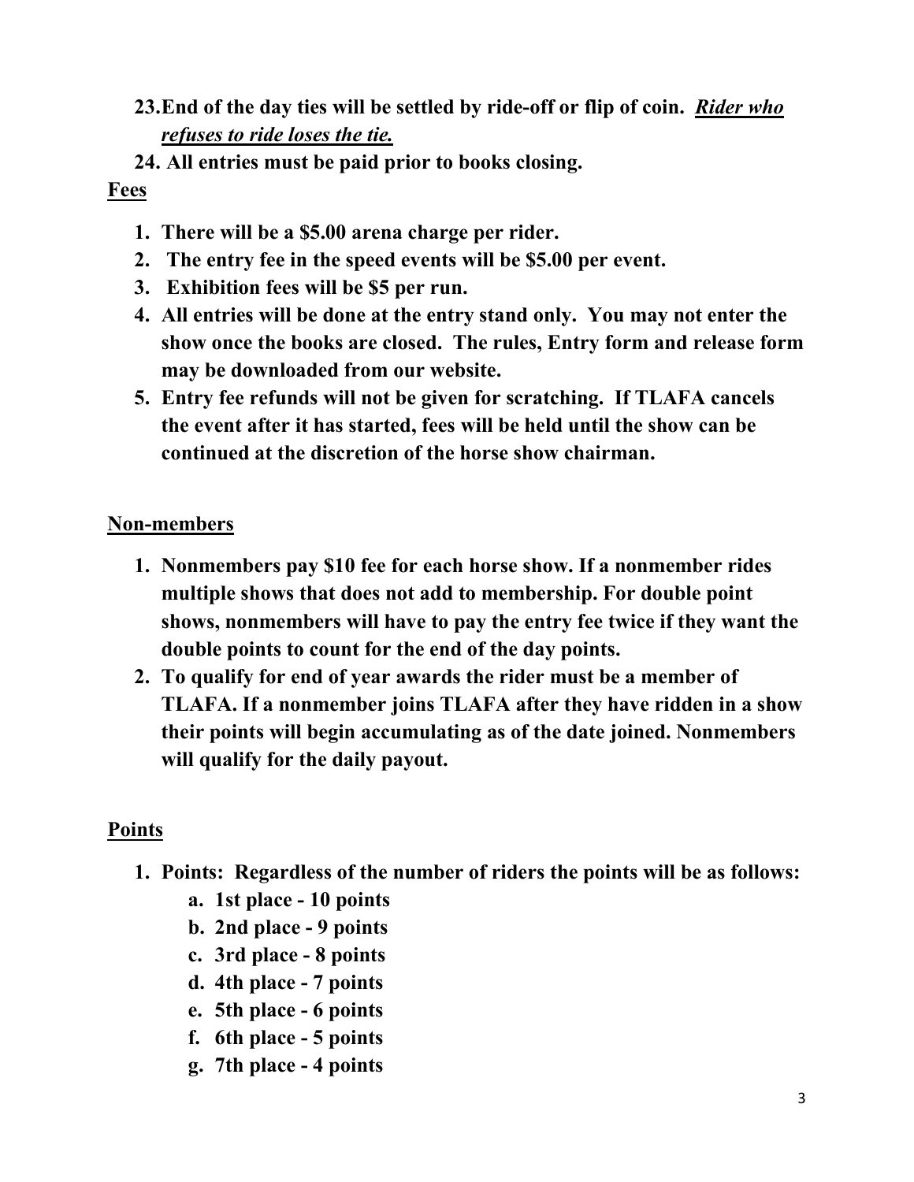23. **End of the day ties will be settled by ride-off or flip of coin.** ***<u>Rider who refuses to ride loses the tie.</u>***
24. **All entries must be paid prior to books closing.**

**<u>Fees</u>**

1. **There will be a $5.00 arena charge per rider.**
2. **The entry fee in the speed events will be $5.00 per event.**
3. **Exhibition fees will be $5 per run.**
4. **All entries will be done at the entry stand only. You may not enter the show once the books are closed. The rules, Entry form and release form may be downloaded from our website.**
5. **Entry fee refunds will not be given for scratching. If TLAFA cancels the event after it has started, fees will be held until the show can be continued at the discretion of the horse show chairman.**

**<u>Non-members</u>**

1. **Nonmembers pay $10 fee for each horse show. If a nonmember rides multiple shows that does not add to membership. For double point shows, nonmembers will have to pay the entry fee twice if they want the double points to count for the end of the day points.**
2. **To qualify for end of year awards the rider must be a member of TLAFA. If a nonmember joins TLAFA after they have ridden in a show their points will begin accumulating as of the date joined. Nonmembers will qualify for the daily payout.**

**<u>Points</u>**

1. **Points: Regardless of the number of riders the points will be as follows:**
   a. **1st place - 10 points**
   b. **2nd place - 9 points**
   c. **3rd place - 8 points**
   d. **4th place - 7 points**
   e. **5th place - 6 points**
   f. **6th place - 5 points**
   g. **7th place - 4 points**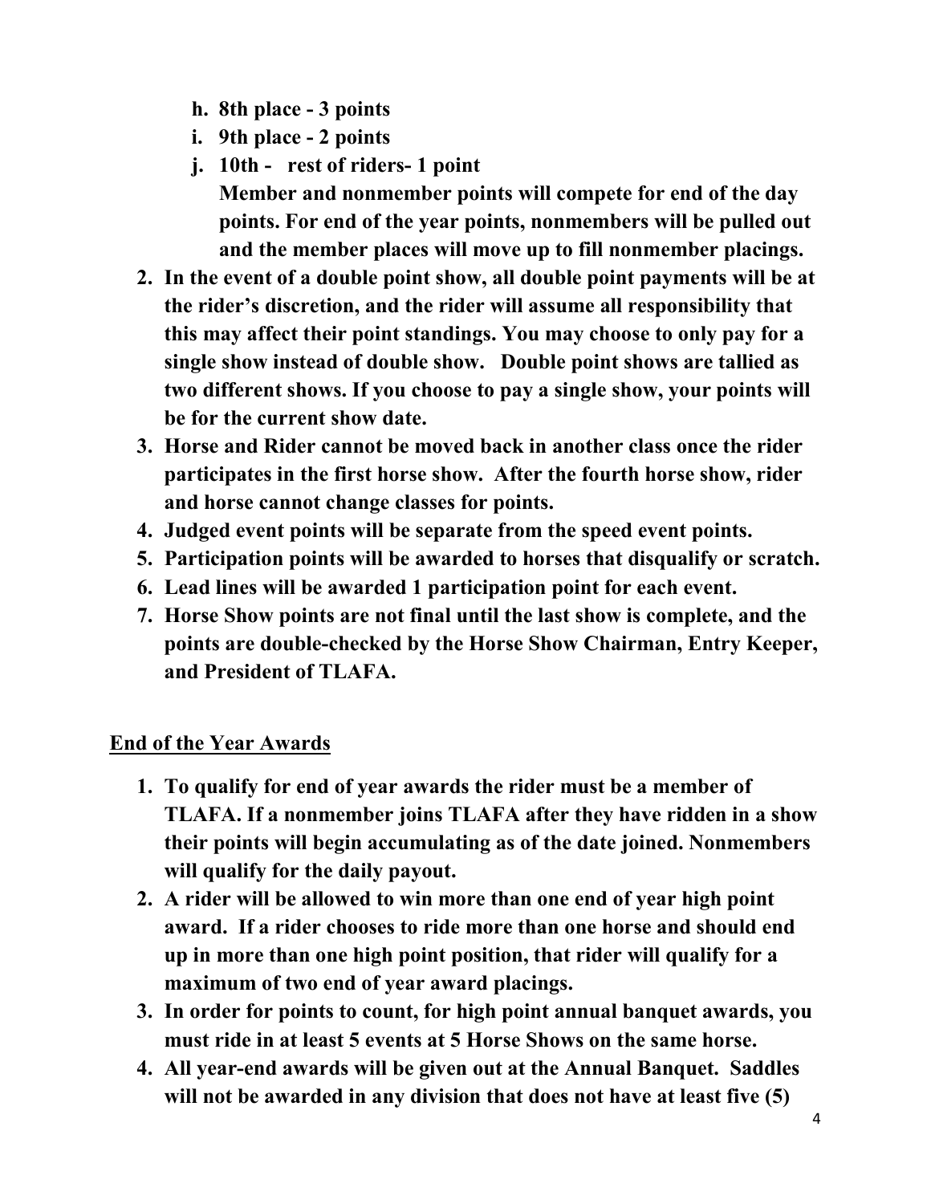h. **8th place - 3 points**
  i. **9th place - 2 points**
  j. **10th - rest of riders- 1 point**
     **Member and nonmember points will compete for end of the day points. For end of the year points, nonmembers will be pulled out and the member places will move up to fill nonmember placings.**

2. **In the event of a double point show, all double point payments will be at the rider's discretion, and the rider will assume all responsibility that this may affect their point standings. You may choose to only pay for a single show instead of double show. Double point shows are tallied as two different shows. If you choose to pay a single show, your points will be for the current show date.**
3. **Horse and Rider cannot be moved back in another class once the rider participates in the first horse show. After the fourth horse show, rider and horse cannot change classes for points.**
4. **Judged event points will be separate from the speed event points.**
5. **Participation points will be awarded to horses that disqualify or scratch.**
6. **Lead lines will be awarded 1 participation point for each event.**
7. **Horse Show points are not final until the last show is complete, and the points are double-checked by the Horse Show Chairman, Entry Keeper, and President of TLAFA.**

## End of the Year Awards

1. **To qualify for end of year awards the rider must be a member of TLAFA. If a nonmember joins TLAFA after they have ridden in a show their points will begin accumulating as of the date joined. Nonmembers will qualify for the daily payout.**
2. **A rider will be allowed to win more than one end of year high point award. If a rider chooses to ride more than one horse and should end up in more than one high point position, that rider will qualify for a maximum of two end of year award placings.**
3. **In order for points to count, for high point annual banquet awards, you must ride in at least 5 events at 5 Horse Shows on the same horse.**
4. **All year-end awards will be given out at the Annual Banquet. Saddles will not be awarded in any division that does not have at least five (5)**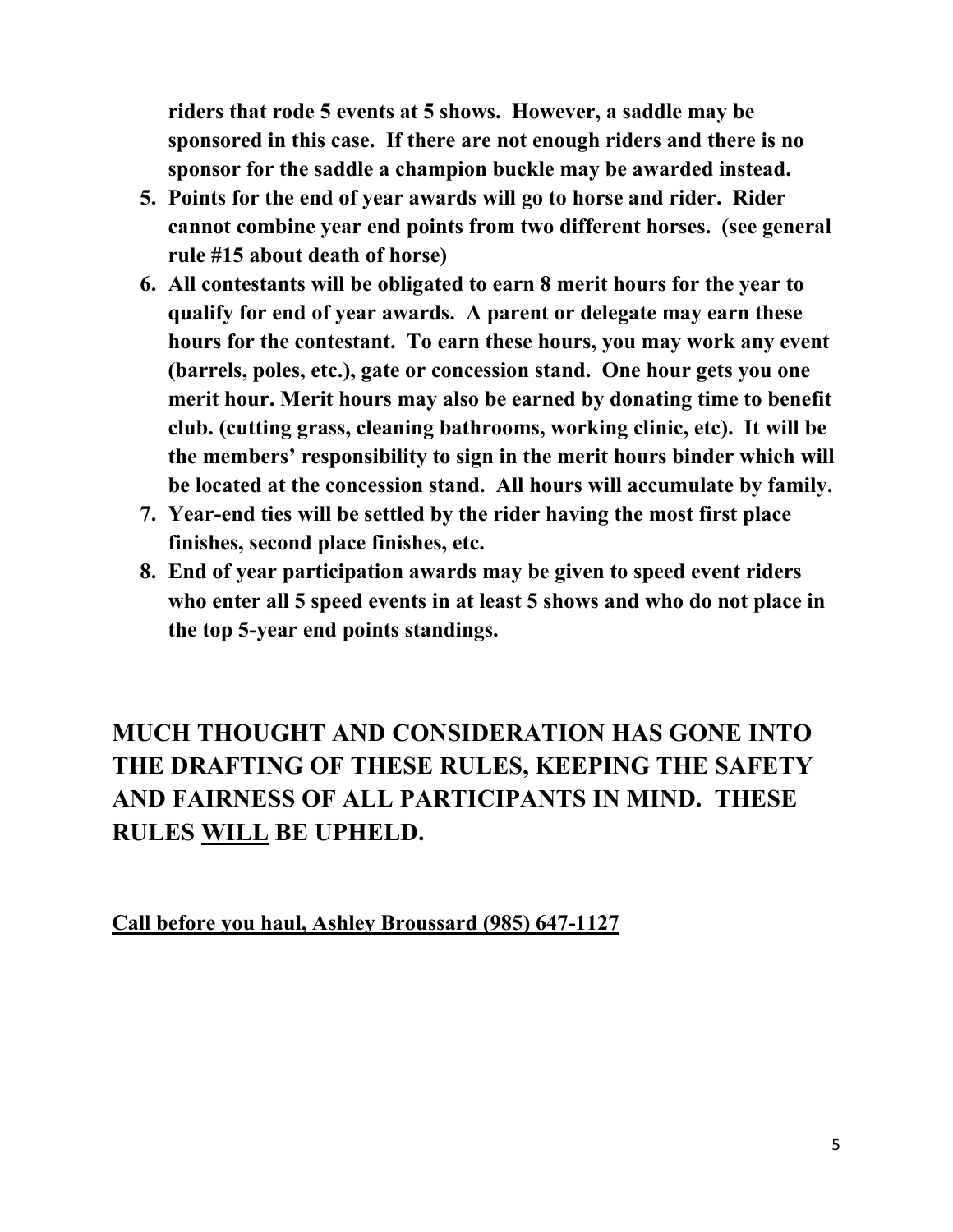**riders that rode 5 events at 5 shows. However, a saddle may be sponsored in this case. If there are not enough riders and there is no sponsor for the saddle a champion buckle may be awarded instead.**

5. **Points for the end of year awards will go to horse and rider. Rider cannot combine year end points from two different horses. (see general rule #15 about death of horse)**
6. **All contestants will be obligated to earn 8 merit hours for the year to qualify for end of year awards. A parent or delegate may earn these hours for the contestant. To earn these hours, you may work any event (barrels, poles, etc.), gate or concession stand. One hour gets you one merit hour. Merit hours may also be earned by donating time to benefit club. (cutting grass, cleaning bathrooms, working clinic, etc). It will be the members' responsibility to sign in the merit hours binder which will be located at the concession stand. All hours will accumulate by family.**
7. **Year-end ties will be settled by the rider having the most first place finishes, second place finishes, etc.**
8. **End of year participation awards may be given to speed event riders who enter all 5 speed events in at least 5 shows and who do not place in the top 5-year end points standings.**

## MUCH THOUGHT AND CONSIDERATION HAS GONE INTO THE DRAFTING OF THESE RULES, KEEPING THE SAFETY AND FAIRNESS OF ALL PARTICIPANTS IN MIND. THESE RULES <u>WILL</u> BE UPHELD.

**<u>Call before you haul, Ashley Broussard (985) 647-1127</u>**